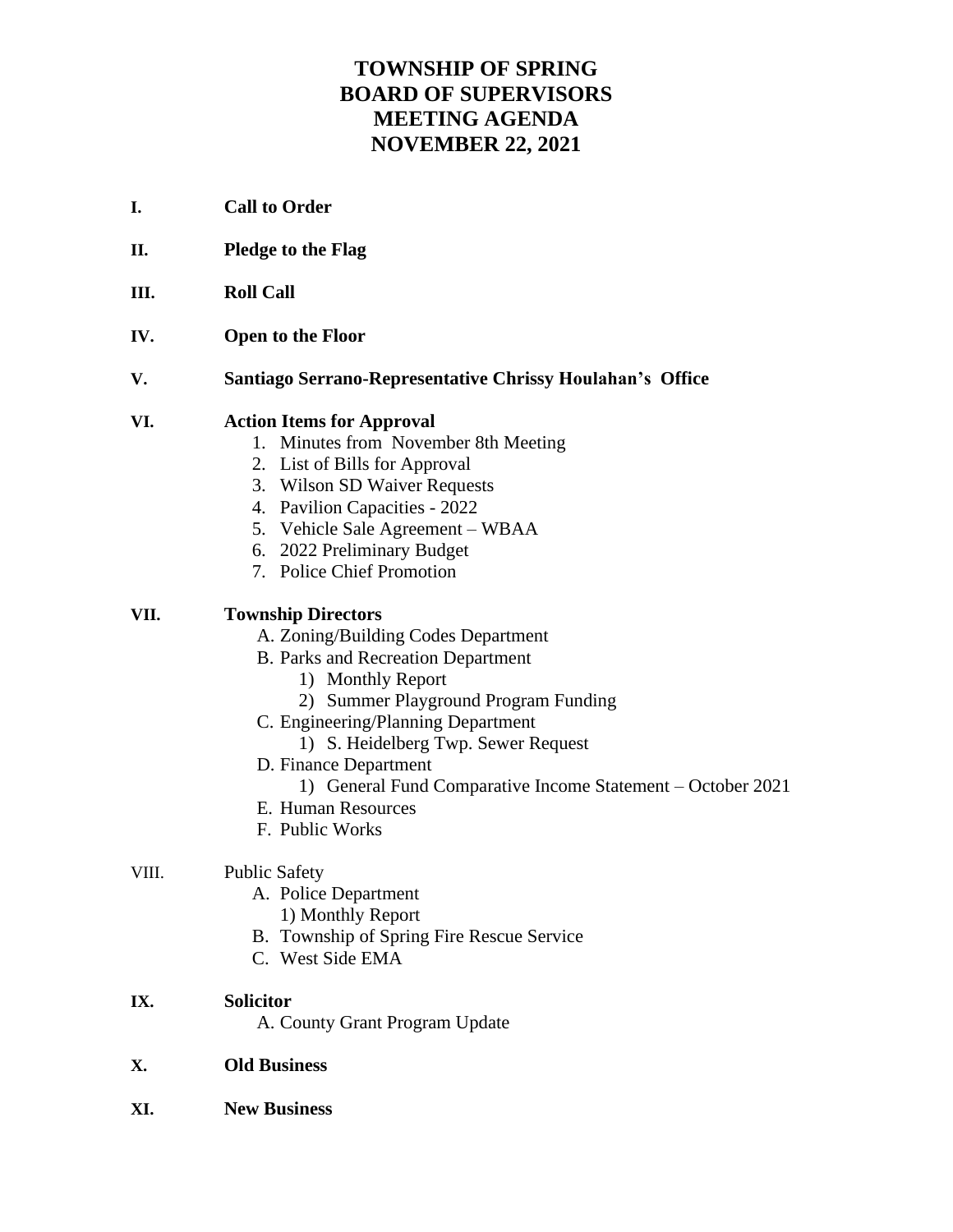# TOWNSHIP OF SPRING
# BOARD OF SUPERVISORS
# MEETING AGENDA
# NOVEMBER 22, 2021

**I. Call to Order**

**II. Pledge to the Flag**

**III. Roll Call**

**IV. Open to the Floor**

**V. Santiago Serrano-Representative Chrissy Houlahan's Office**

**VI. Action Items for Approval**

1. Minutes from November 8th Meeting
2. List of Bills for Approval
3. Wilson SD Waiver Requests
4. Pavilion Capacities - 2022
5. Vehicle Sale Agreement – WBAA
6. 2022 Preliminary Budget
7. Police Chief Promotion

**VII. Township Directors**

A. Zoning/Building Codes Department

B. Parks and Recreation Department
   1) Monthly Report
   2) Summer Playground Program Funding

C. Engineering/Planning Department
   1) S. Heidelberg Twp. Sewer Request

D. Finance Department
   1) General Fund Comparative Income Statement – October 2021

E. Human Resources

F. Public Works

VIII. Public Safety

A. Police Department
   1) Monthly Report

B. Township of Spring Fire Rescue Service

C. West Side EMA

**IX. Solicitor**

A. County Grant Program Update

**X. Old Business**

**XI. New Business**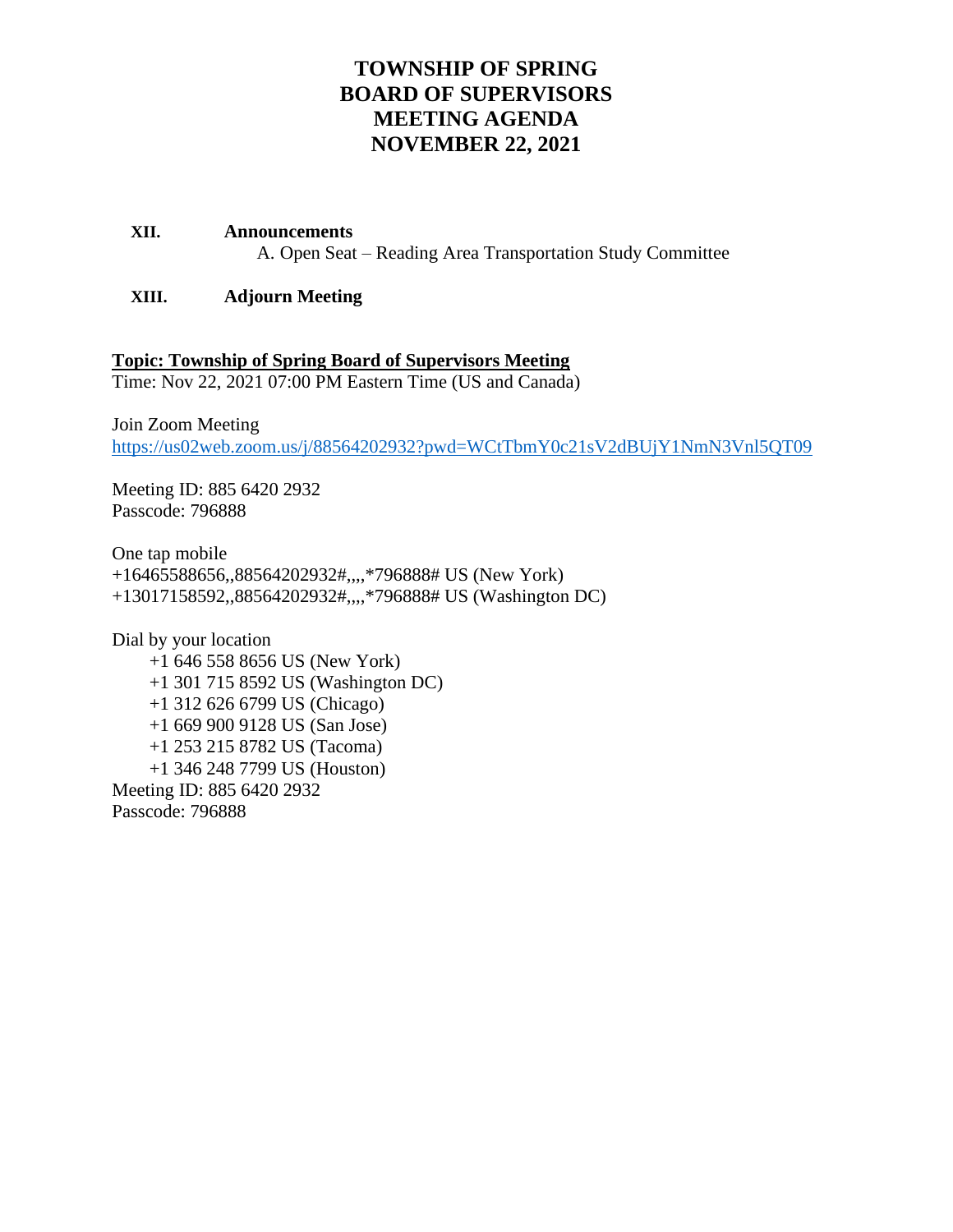# TOWNSHIP OF SPRING
# BOARD OF SUPERVISORS
# MEETING AGENDA
# NOVEMBER 22, 2021

**XII. Announcements**

A. Open Seat – Reading Area Transportation Study Committee

**XIII. Adjourn Meeting**

**Topic: Township of Spring Board of Supervisors Meeting**
Time: Nov 22, 2021 07:00 PM Eastern Time (US and Canada)

Join Zoom Meeting
https://us02web.zoom.us/j/88564202932?pwd=WCtTbmY0c21sV2dBUjY1NmN3Vnl5QT09

Meeting ID: 885 6420 2932
Passcode: 796888

One tap mobile
+16465588656,,88564202932#,,,,*796888# US (New York)
+13017158592,,88564202932#,,,,*796888# US (Washington DC)

Dial by your location
+1 646 558 8656 US (New York)
+1 301 715 8592 US (Washington DC)
+1 312 626 6799 US (Chicago)
+1 669 900 9128 US (San Jose)
+1 253 215 8782 US (Tacoma)
+1 346 248 7799 US (Houston)
Meeting ID: 885 6420 2932
Passcode: 796888